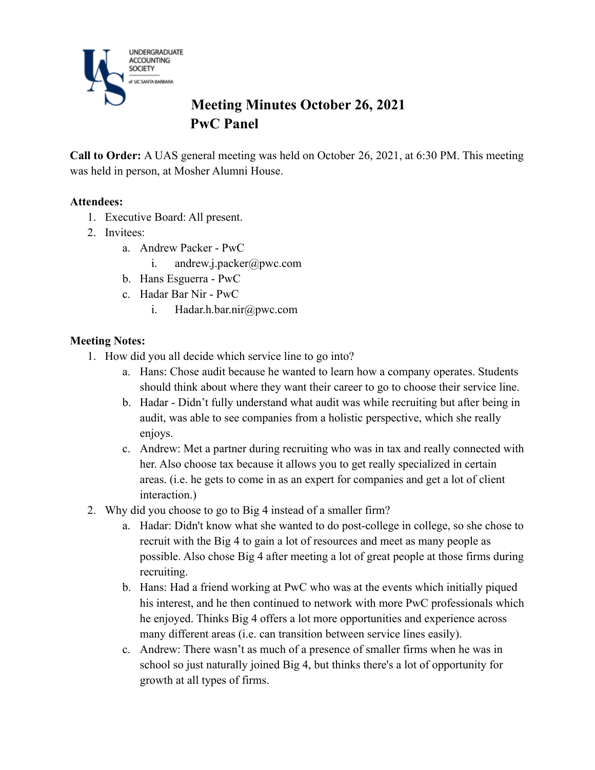# Meeting Minutes October 26, 2021
## PwC Panel

**Call to Order:** A UAS general meeting was held on October 26, 2021, at 6:30 PM. This meeting was held in person, at Mosher Alumni House.

**Attendees:**

1. Executive Board: All present.
2. Invitees:
   a. Andrew Packer - PwC
      i. andrew.j.packer@pwc.com
   b. Hans Esguerra - PwC
   c. Hadar Bar Nir - PwC
      i. Hadar.h.bar.nir@pwc.com

**Meeting Notes:**

1. How did you all decide which service line to go into?
   a. Hans: Chose audit because he wanted to learn how a company operates. Students should think about where they want their career to go to choose their service line.
   b. Hadar - Didn't fully understand what audit was while recruiting but after being in audit, was able to see companies from a holistic perspective, which she really enjoys.
   c. Andrew: Met a partner during recruiting who was in tax and really connected with her. Also choose tax because it allows you to get really specialized in certain areas. (i.e. he gets to come in as an expert for companies and get a lot of client interaction.)
2. Why did you choose to go to Big 4 instead of a smaller firm?
   a. Hadar: Didn't know what she wanted to do post-college in college, so she chose to recruit with the Big 4 to gain a lot of resources and meet as many people as possible. Also chose Big 4 after meeting a lot of great people at those firms during recruiting.
   b. Hans: Had a friend working at PwC who was at the events which initially piqued his interest, and he then continued to network with more PwC professionals which he enjoyed. Thinks Big 4 offers a lot more opportunities and experience across many different areas (i.e. can transition between service lines easily).
   c. Andrew: There wasn't as much of a presence of smaller firms when he was in school so just naturally joined Big 4, but thinks there's a lot of opportunity for growth at all types of firms.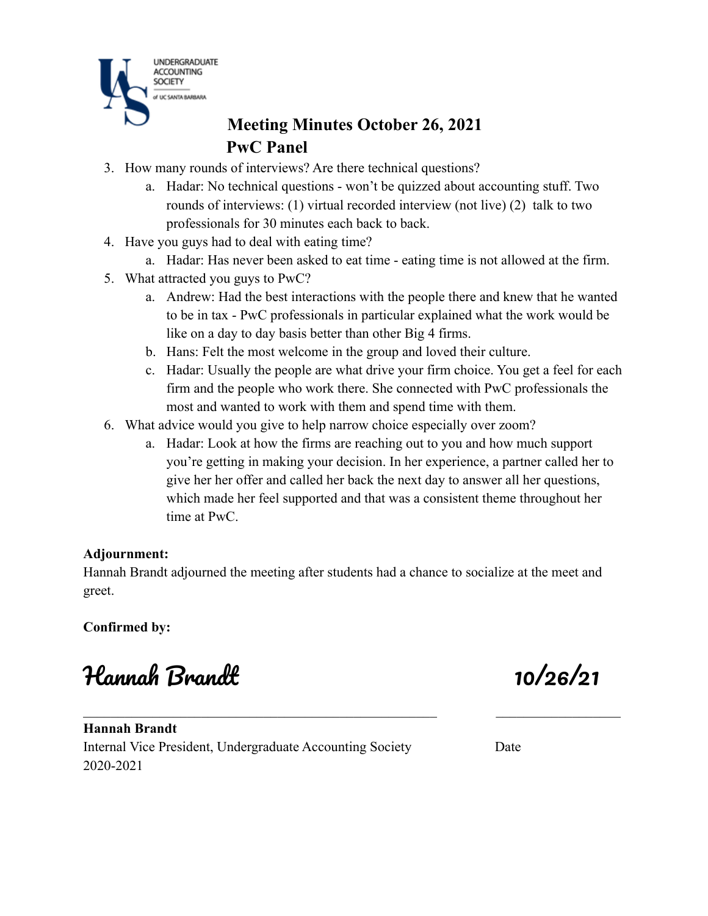UNDERGRADUATE ACCOUNTING SOCIETY of UC SANTA BARBARA

## Meeting Minutes October 26, 2021
## PwC Panel

3. How many rounds of interviews? Are there technical questions?
    a. Hadar: No technical questions - won't be quizzed about accounting stuff. Two rounds of interviews: (1) virtual recorded interview (not live) (2) talk to two professionals for 30 minutes each back to back.
4. Have you guys had to deal with eating time?
    a. Hadar: Has never been asked to eat time - eating time is not allowed at the firm.
5. What attracted you guys to PwC?
    a. Andrew: Had the best interactions with the people there and knew that he wanted to be in tax - PwC professionals in particular explained what the work would be like on a day to day basis better than other Big 4 firms.
    b. Hans: Felt the most welcome in the group and loved their culture.
    c. Hadar: Usually the people are what drive your firm choice. You get a feel for each firm and the people who work there. She connected with PwC professionals the most and wanted to work with them and spend time with them.
6. What advice would you give to help narrow choice especially over zoom?
    a. Hadar: Look at how the firms are reaching out to you and how much support you're getting in making your decision. In her experience, a partner called her to give her her offer and called her back the next day to answer all her questions, which made her feel supported and that was a consistent theme throughout her time at PwC.

**Adjournment:**
Hannah Brandt adjourned the meeting after students had a chance to socialize at the meet and greet.

**Confirmed by:**

Hannah Brandt    10/26/21

**Hannah Brandt**
Internal Vice President, Undergraduate Accounting Society
2020-2021

Date